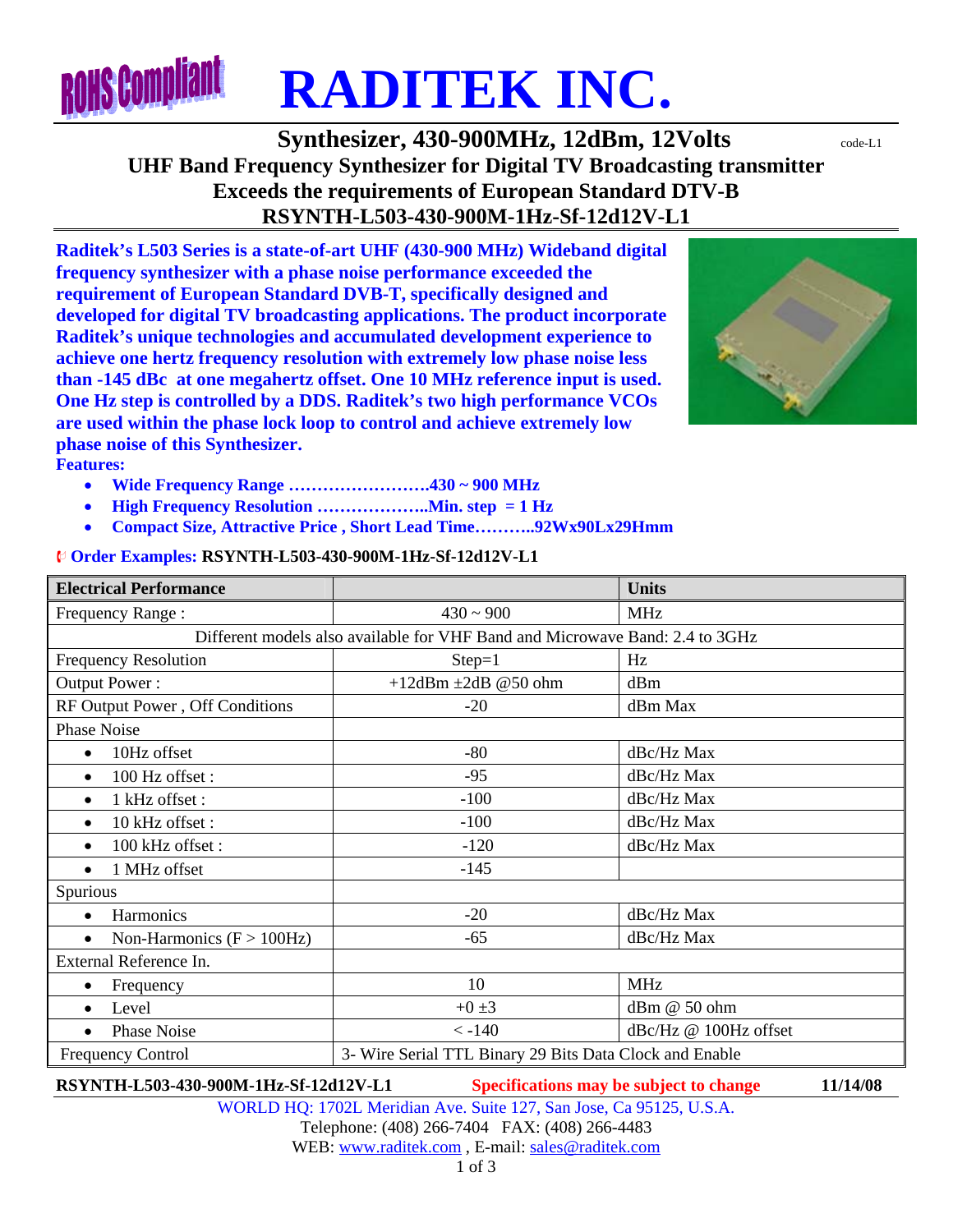# RADITEK INC.

## Synthesizer, 430-900MHz, 12dBm, 12Volts

code-L1

### UHF Band Frequency Synthesizer for Digital TV Broadcasting transmitter
### Exceeds the requirements of European Standard DTV-B
### RSYNTH-L503-430-900M-1Hz-Sf-12d12V-L1

**Raditek's L503 Series is a state-of-art UHF (430-900 MHz) Wideband digital frequency synthesizer with a phase noise performance exceeded the requirement of European Standard DVB-T, specifically designed and developed for digital TV broadcasting applications. The product incorporate Raditek's unique technologies and accumulated development experience to achieve one hertz frequency resolution with extremely low phase noise less than -145 dBc at one megahertz offset. One 10 MHz reference input is used. One Hz step is controlled by a DDS. Raditek's two high performance VCOs are used within the phase lock loop to control and achieve extremely low phase noise of this Synthesizer.**

**Features:**

- **Wide Frequency Range …………………….430 ~ 900 MHz**
- **High Frequency Resolution ………………..Min. step = 1 Hz**
- **Compact Size, Attractive Price , Short Lead Time………..92Wx90Lx29Hmm**

**Order Examples: RSYNTH-L503-430-900M-1Hz-Sf-12d12V-L1**

| Electrical Performance | | Units |
|---|---|---|
| Frequency Range : | 430 ~ 900 | MHz |
| Different models also available for VHF Band and Microwave Band: 2.4 to 3GHz | | |
| Frequency Resolution | Step=1 | Hz |
| Output Power : | +12dBm ±2dB @50 ohm | dBm |
| RF Output Power , Off Conditions | -20 | dBm Max |
| Phase Noise | | |
| • 10Hz offset | -80 | dBc/Hz Max |
| • 100 Hz offset : | -95 | dBc/Hz Max |
| • 1 kHz offset : | -100 | dBc/Hz Max |
| • 10 kHz offset : | -100 | dBc/Hz Max |
| • 100 kHz offset : | -120 | dBc/Hz Max |
| • 1 MHz offset | -145 | |
| Spurious | | |
| • Harmonics | -20 | dBc/Hz Max |
| • Non-Harmonics (F > 100Hz) | -65 | dBc/Hz Max |
| External Reference In. | | |
| • Frequency | 10 | MHz |
| • Level | +0 ±3 | dBm @ 50 ohm |
| • Phase Noise | < -140 | dBc/Hz @ 100Hz offset |
| Frequency Control | 3- Wire Serial TTL Binary 29 Bits Data Clock and Enable | |

**RSYNTH-L503-430-900M-1Hz-Sf-12d12V-L1** **Specifications may be subject to change** **11/14/08**

WORLD HQ: 1702L Meridian Ave. Suite 127, San Jose, Ca 95125, U.S.A.
Telephone: (408) 266-7404 FAX: (408) 266-4483
WEB: www.raditek.com , E-mail: sales@raditek.com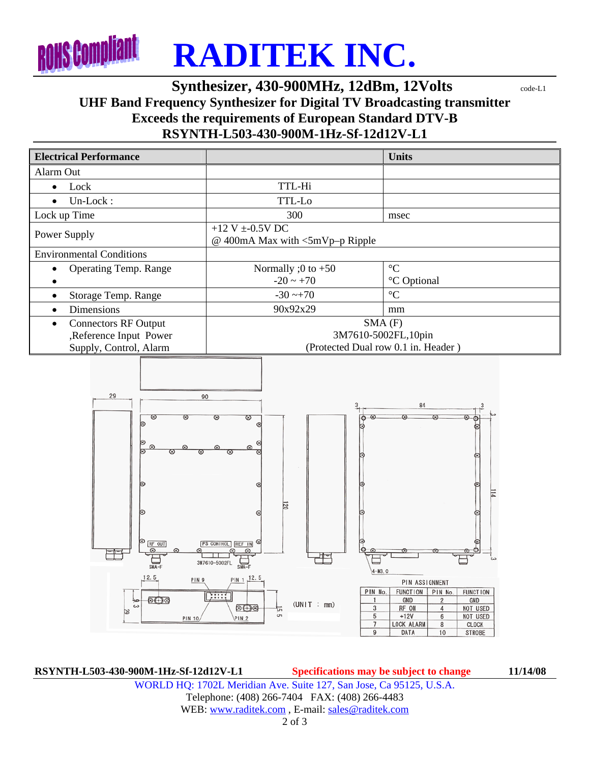# RADITEK INC.

## Synthesizer, 430-900MHz, 12dBm, 12Volts

code-L1

### UHF Band Frequency Synthesizer for Digital TV Broadcasting transmitter
### Exceeds the requirements of European Standard DTV-B
### RSYNTH-L503-430-900M-1Hz-Sf-12d12V-L1

| Electrical Performance | | Units |
|---|---|---|
| Alarm Out | | |
| • Lock | TTL-Hi | |
| • Un-Lock : | TTL-Lo | |
| Lock up Time | 300 | msec |
| Power Supply | +12 V ±-0.5V DC<br>@ 400mA Max with <5mVp–p Ripple | |
| Environmental Conditions | | |
| • Operating Temp. Range<br>• | Normally ;0 to +50<br>-20 ~ +70 | °C<br>°C Optional |
| • Storage Temp. Range | -30 ~+70 | °C |
| • Dimensions | 90x92x29 | mm |
| • Connectors RF Output ,Reference Input Power Supply, Control, Alarm | SMA (F)<br>3M7610-5002FL,10pin<br>(Protected Dual row 0.1 in. Header ) | |

(UNIT : mm)

PIN ASSIGNMENT

| PIN No. | FUNCTION | PIN No. | FUNCTION |
|---|---|---|---|
| 1 | GND | 2 | GND |
| 3 | RF ON | 4 | NOT USED |
| 5 | +12V | 6 | NOT USED |
| 7 | LOCK ALARM | 8 | CLOCK |
| 9 | DATA | 10 | STROBE |

RSYNTH-L503-430-900M-1Hz-Sf-12d12V-L1 Specifications may be subject to change 11/14/08

WORLD HQ: 1702L Meridian Ave. Suite 127, San Jose, Ca 95125, U.S.A.
Telephone: (408) 266-7404 FAX: (408) 266-4483
WEB: www.raditek.com , E-mail: sales@raditek.com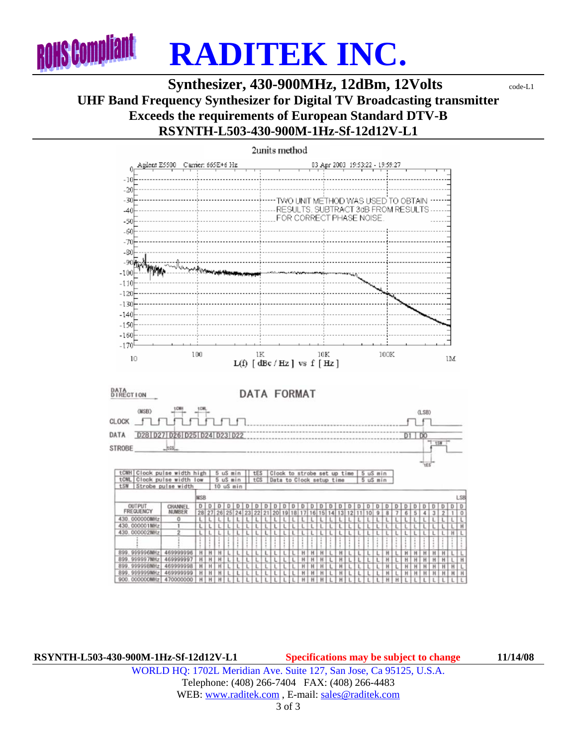# RADITEK INC.

**Synthesizer, 430-900MHz, 12dBm, 12Volts**

code-L1

**UHF Band Frequency Synthesizer for Digital TV Broadcasting transmitter**
**Exceeds the requirements of European Standard DTV-B**
**RSYNTH-L503-430-900M-1Hz-Sf-12d12V-L1**

2units method

Agilent E5500 Carrier: 665E+6 Hz

03 Apr 2003 19:53:22 - 19:59:27

TWO UNIT METHOD WAS USED TO OBTAIN RESULTS. SUBTRACT 3dB FROM RESULTS FOR CORRECT PHASE NOISE.

0, -10, -20, -30, -40, -50, -60, -70, -80, -90, -100, -110, -120, -130, -140, -150, -160, -170

10, 100, 1K, 10K, 100K, 1M

L(f) [ dBc / Hz ] vs f [ Hz ]

DATA DIRECTION

## DATA FORMAT

(MSB) tCWH tCWL (LSB)

CLOCK

DATA D28 D27 D26 D25 D24 D23 D22 ... D1 D0

STROBE tCS tSW tES

| | | | | | |
|---|---|---|---|---|---|
| tCWH | Clock pulse width high | 5 uS min | tES | Clock to strobe set up time | 5 uS min |
| tCWL | Clock pulse width low | 5 uS min | tCS | Data to Clock setup time | 5 uS min |
| tSW | Strobe pulse width | 10 uS min | | | |

| OUTPUT FREQUENCY | CHANNEL NUMBER | D28 (MSB) | D27 | D26 | D25 | D24 | D23 | D22 | D21 | D20 | D19 | D18 | D17 | D16 | D15 | D14 | D13 | D12 | D11 | D10 | D9 | D8 | D7 | D6 | D5 | D4 | D3 | D2 | D1 | D0 (LSB) |
|---|---|---|---|---|---|---|---|---|---|---|---|---|---|---|---|---|---|---|---|---|---|---|---|---|---|---|---|---|---|---|
| 430.000000MHz | 0 | L | L | L | L | L | L | L | L | L | L | L | L | L | L | L | L | L | L | L | L | L | L | L | L | L | L | L | L | L |
| 430.000001MHz | 1 | L | L | L | L | L | L | L | L | L | L | L | L | L | L | L | L | L | L | L | L | L | L | L | L | L | L | L | L | H |
| 430.000002MHz | 2 | L | L | L | L | L | L | L | L | L | L | L | L | L | L | L | L | L | L | L | L | L | L | L | L | L | L | L | H | L |
| ⋮ | ⋮ | ⋮ | ⋮ | ⋮ | ⋮ | ⋮ | ⋮ | ⋮ | ⋮ | ⋮ | ⋮ | ⋮ | ⋮ | ⋮ | ⋮ | ⋮ | ⋮ | ⋮ | ⋮ | ⋮ | ⋮ | ⋮ | ⋮ | ⋮ | ⋮ | ⋮ | ⋮ | ⋮ | ⋮ | ⋮ |
| 899.999996MHz | 469999996 | H | H | H | L | L | L | L | L | L | L | L | H | H | H | L | H | L | L | L | L | H | L | H | H | H | H | H | L | L |
| 899.999997MHz | 469999997 | H | H | H | L | L | L | L | L | L | L | L | H | H | H | L | H | L | L | L | L | H | L | H | H | H | H | H | L | H |
| 899.999998MHz | 469999998 | H | H | H | L | L | L | L | L | L | L | L | H | H | H | L | H | L | L | L | L | H | L | H | H | H | H | H | H | L |
| 899.999999MHz | 469999999 | H | H | H | L | L | L | L | L | L | L | L | H | H | H | L | H | L | L | L | L | H | L | H | H | H | H | H | H | H |
| 900.000000MHz | 470000000 | H | H | H | L | L | L | L | L | L | L | L | H | H | H | L | H | L | L | L | L | H | H | L | L | L | L | L | L | L |